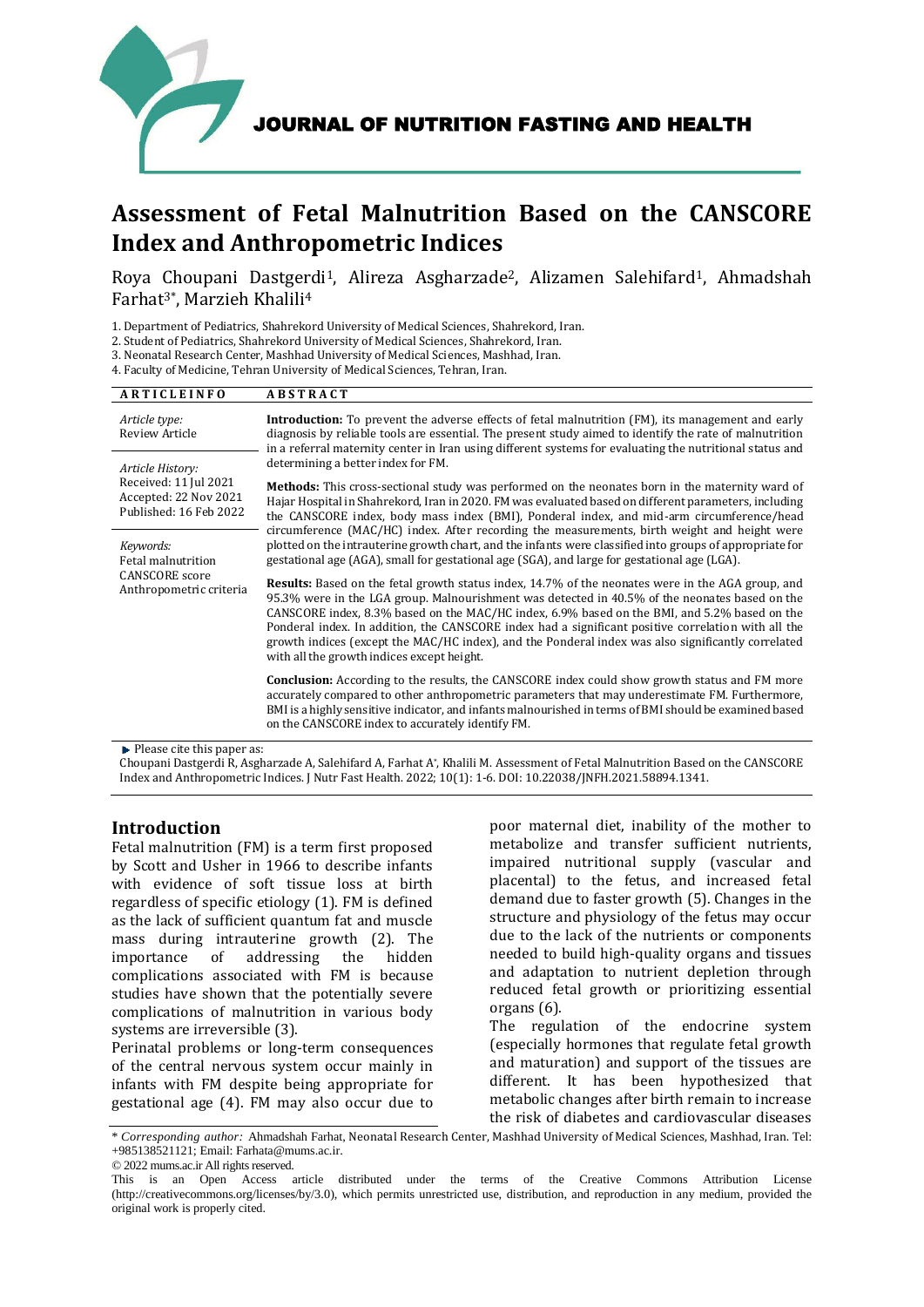JOURNAL OF NUTRITION FASTING AND HEALTH

# Assessment of Fetal Malnutrition Based on the CANSCORE Index and Anthropometric Indices

Roya Choupani Dastgerdi[1], Alireza Asgharzade[2], Alizamen Salehifard[1], Ahmadshah Farhat[3*], Marzieh Khalili[4]

1. Department of Pediatrics, Shahrekord University of Medical Sciences, Shahrekord, Iran.
2. Student of Pediatrics, Shahrekord University of Medical Sciences, Shahrekord, Iran.
3. Neonatal Research Center, Mashhad University of Medical Sciences, Mashhad, Iran.
4. Faculty of Medicine, Tehran University of Medical Sciences, Tehran, Iran.

**ARTICLE INFO**

*Article type:*
Review Article

*Article History:*
Received: 11 Jul 2021
Accepted: 22 Nov 2021
Published: 16 Feb 2022

*Keywords:*
Fetal malnutrition
CANSCORE score
Anthropometric criteria

**ABSTRACT**

**Introduction:** To prevent the adverse effects of fetal malnutrition (FM), its management and early diagnosis by reliable tools are essential. The present study aimed to identify the rate of malnutrition in a referral maternity center in Iran using different systems for evaluating the nutritional status and determining a better index for FM.

**Methods:** This cross-sectional study was performed on the neonates born in the maternity ward of Hajar Hospital in Shahrekord, Iran in 2020. FM was evaluated based on different parameters, including the CANSCORE index, body mass index (BMI), Ponderal index, and mid-arm circumference/head circumference (MAC/HC) index. After recording the measurements, birth weight and height were plotted on the intrauterine growth chart, and the infants were classified into groups of appropriate for gestational age (AGA), small for gestational age (SGA), and large for gestational age (LGA).

**Results:** Based on the fetal growth status index, 14.7% of the neonates were in the AGA group, and 95.3% were in the LGA group. Malnourishment was detected in 40.5% of the neonates based on the CANSCORE index, 8.3% based on the MAC/HC index, 6.9% based on the BMI, and 5.2% based on the Ponderal index. In addition, the CANSCORE index had a significant positive correlation with all the growth indices (except the MAC/HC index), and the Ponderal index was also significantly correlated with all the growth indices except height.

**Conclusion:** According to the results, the CANSCORE index could show growth status and FM more accurately compared to other anthropometric parameters that may underestimate FM. Furthermore, BMI is a highly sensitive indicator, and infants malnourished in terms of BMI should be examined based on the CANSCORE index to accurately identify FM.

► Please cite this paper as:
Choupani Dastgerdi R, Asgharzade A, Salehifard A, Farhat A*, Khalili M. Assessment of Fetal Malnutrition Based on the CANSCORE Index and Anthropometric Indices. J Nutr Fast Health. 2022; 10(1): 1-6. DOI: 10.22038/JNFH.2021.58894.1341.

## Introduction

Fetal malnutrition (FM) is a term first proposed by Scott and Usher in 1966 to describe infants with evidence of soft tissue loss at birth regardless of specific etiology (1). FM is defined as the lack of sufficient quantum fat and muscle mass during intrauterine growth (2). The importance of addressing the hidden complications associated with FM is because studies have shown that the potentially severe complications of malnutrition in various body systems are irreversible (3).

Perinatal problems or long-term consequences of the central nervous system occur mainly in infants with FM despite being appropriate for gestational age (4). FM may also occur due to poor maternal diet, inability of the mother to metabolize and transfer sufficient nutrients, impaired nutritional supply (vascular and placental) to the fetus, and increased fetal demand due to faster growth (5). Changes in the structure and physiology of the fetus may occur due to the lack of the nutrients or components needed to build high-quality organs and tissues and adaptation to nutrient depletion through reduced fetal growth or prioritizing essential organs (6).

The regulation of the endocrine system (especially hormones that regulate fetal growth and maturation) and support of the tissues are different. It has been hypothesized that metabolic changes after birth remain to increase the risk of diabetes and cardiovascular diseases

\* *Corresponding author:* Ahmadshah Farhat, Neonatal Research Center, Mashhad University of Medical Sciences, Mashhad, Iran. Tel: +985138521121; Email: Farhata@mums.ac.ir.

© 2022 mums.ac.ir All rights reserved.

This is an Open Access article distributed under the terms of the Creative Commons Attribution License (http://creativecommons.org/licenses/by/3.0), which permits unrestricted use, distribution, and reproduction in any medium, provided the original work is properly cited.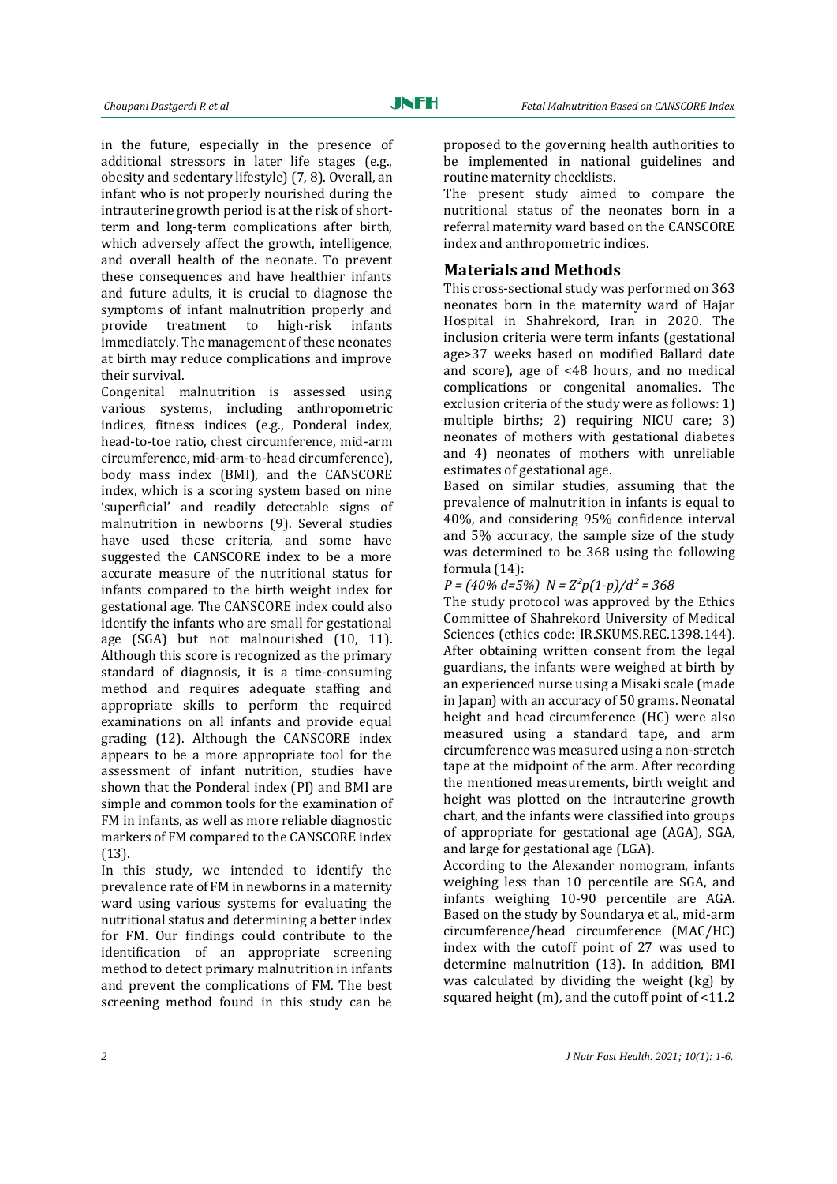in the future, especially in the presence of additional stressors in later life stages (e.g., obesity and sedentary lifestyle) (7, 8). Overall, an infant who is not properly nourished during the intrauterine growth period is at the risk of short-term and long-term complications after birth, which adversely affect the growth, intelligence, and overall health of the neonate. To prevent these consequences and have healthier infants and future adults, it is crucial to diagnose the symptoms of infant malnutrition properly and provide treatment to high-risk infants immediately. The management of these neonates at birth may reduce complications and improve their survival.

Congenital malnutrition is assessed using various systems, including anthropometric indices, fitness indices (e.g., Ponderal index, head-to-toe ratio, chest circumference, mid-arm circumference, mid-arm-to-head circumference), body mass index (BMI), and the CANSCORE index, which is a scoring system based on nine 'superficial' and readily detectable signs of malnutrition in newborns (9). Several studies have used these criteria, and some have suggested the CANSCORE index to be a more accurate measure of the nutritional status for infants compared to the birth weight index for gestational age. The CANSCORE index could also identify the infants who are small for gestational age (SGA) but not malnourished (10, 11). Although this score is recognized as the primary standard of diagnosis, it is a time-consuming method and requires adequate staffing and appropriate skills to perform the required examinations on all infants and provide equal grading (12). Although the CANSCORE index appears to be a more appropriate tool for the assessment of infant nutrition, studies have shown that the Ponderal index (PI) and BMI are simple and common tools for the examination of FM in infants, as well as more reliable diagnostic markers of FM compared to the CANSCORE index (13).

In this study, we intended to identify the prevalence rate of FM in newborns in a maternity ward using various systems for evaluating the nutritional status and determining a better index for FM. Our findings could contribute to the identification of an appropriate screening method to detect primary malnutrition in infants and prevent the complications of FM. The best screening method found in this study can be proposed to the governing health authorities to be implemented in national guidelines and routine maternity checklists.

The present study aimed to compare the nutritional status of the neonates born in a referral maternity ward based on the CANSCORE index and anthropometric indices.

## Materials and Methods

This cross-sectional study was performed on 363 neonates born in the maternity ward of Hajar Hospital in Shahrekord, Iran in 2020. The inclusion criteria were term infants (gestational age>37 weeks based on modified Ballard date and score), age of <48 hours, and no medical complications or congenital anomalies. The exclusion criteria of the study were as follows: 1) multiple births; 2) requiring NICU care; 3) neonates of mothers with gestational diabetes and 4) neonates of mothers with unreliable estimates of gestational age.

Based on similar studies, assuming that the prevalence of malnutrition in infants is equal to 40%, and considering 95% confidence interval and 5% accuracy, the sample size of the study was determined to be 368 using the following formula (14):

$P = (40\%\ d=5\%)\ \ N = Z^2p(1-p)/d^2 = 368$

The study protocol was approved by the Ethics Committee of Shahrekord University of Medical Sciences (ethics code: IR.SKUMS.REC.1398.144). After obtaining written consent from the legal guardians, the infants were weighed at birth by an experienced nurse using a Misaki scale (made in Japan) with an accuracy of 50 grams. Neonatal height and head circumference (HC) were also measured using a standard tape, and arm circumference was measured using a non-stretch tape at the midpoint of the arm. After recording the mentioned measurements, birth weight and height was plotted on the intrauterine growth chart, and the infants were classified into groups of appropriate for gestational age (AGA), SGA, and large for gestational age (LGA).

According to the Alexander nomogram, infants weighing less than 10 percentile are SGA, and infants weighing 10-90 percentile are AGA. Based on the study by Soundarya et al., mid-arm circumference/head circumference (MAC/HC) index with the cutoff point of 27 was used to determine malnutrition (13). In addition, BMI was calculated by dividing the weight (kg) by squared height (m), and the cutoff point of <11.2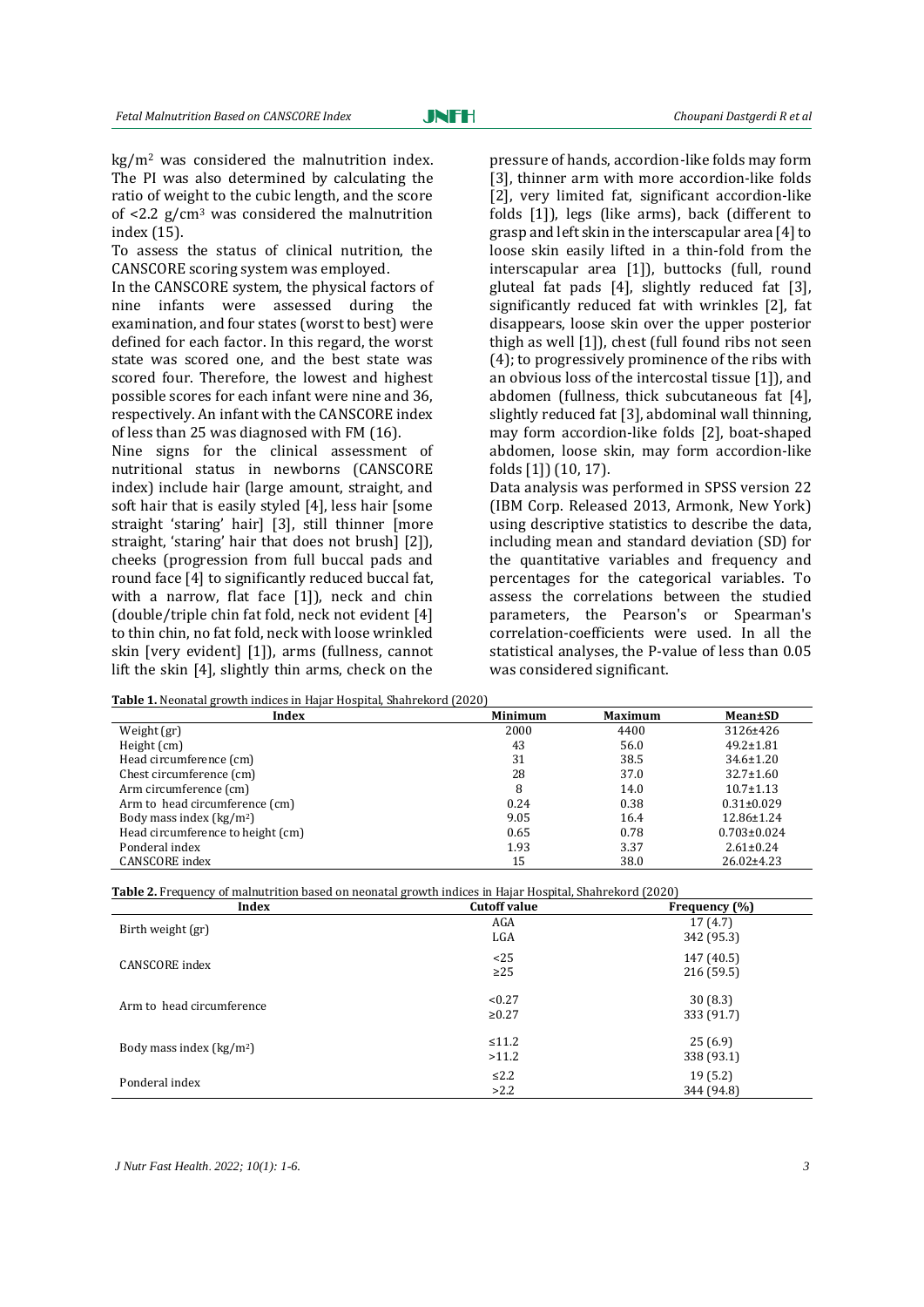$kg/m^2$ was considered the malnutrition index. The PI was also determined by calculating the ratio of weight to the cubic length, and the score of $<2.2$ $g/cm^3$ was considered the malnutrition index (15).

To assess the status of clinical nutrition, the CANSCORE scoring system was employed.

In the CANSCORE system, the physical factors of nine infants were assessed during the examination, and four states (worst to best) were defined for each factor. In this regard, the worst state was scored one, and the best state was scored four. Therefore, the lowest and highest possible scores for each infant were nine and 36, respectively. An infant with the CANSCORE index of less than 25 was diagnosed with FM (16).

Nine signs for the clinical assessment of nutritional status in newborns (CANSCORE index) include hair (large amount, straight, and soft hair that is easily styled [4], less hair [some straight 'staring' hair] [3], still thinner [more straight, 'staring' hair that does not brush] [2]), cheeks (progression from full buccal pads and round face [4] to significantly reduced buccal fat, with a narrow, flat face [1]), neck and chin (double/triple chin fat fold, neck not evident [4] to thin chin, no fat fold, neck with loose wrinkled skin [very evident] [1]), arms (fullness, cannot lift the skin [4], slightly thin arms, check on the pressure of hands, accordion-like folds may form [3], thinner arm with more accordion-like folds [2], very limited fat, significant accordion-like folds [1]), legs (like arms), back (different to grasp and left skin in the interscapular area [4] to loose skin easily lifted in a thin-fold from the interscapular area [1]), buttocks (full, round gluteal fat pads [4], slightly reduced fat [3], significantly reduced fat with wrinkles [2], fat disappears, loose skin over the upper posterior thigh as well [1]), chest (full found ribs not seen (4); to progressively prominence of the ribs with an obvious loss of the intercostal tissue [1]), and abdomen (fullness, thick subcutaneous fat [4], slightly reduced fat [3], abdominal wall thinning, may form accordion-like folds [2], boat-shaped abdomen, loose skin, may form accordion-like folds [1]) (10, 17).

Data analysis was performed in SPSS version 22 (IBM Corp. Released 2013, Armonk, New York) using descriptive statistics to describe the data, including mean and standard deviation (SD) for the quantitative variables and frequency and percentages for the categorical variables. To assess the correlations between the studied parameters, the Pearson's or Spearman's correlation-coefficients were used. In all the statistical analyses, the P-value of less than 0.05 was considered significant.

**Table 1.** Neonatal growth indices in Hajar Hospital, Shahrekord (2020)

| Index | Minimum | Maximum | Mean±SD |
|---|---|---|---|
| Weight (gr) | 2000 | 4400 | 3126±426 |
| Height (cm) | 43 | 56.0 | 49.2±1.81 |
| Head circumference (cm) | 31 | 38.5 | 34.6±1.20 |
| Chest circumference (cm) | 28 | 37.0 | 32.7±1.60 |
| Arm circumference (cm) | 8 | 14.0 | 10.7±1.13 |
| Arm to head circumference (cm) | 0.24 | 0.38 | 0.31±0.029 |
| Body mass index ($kg/m^2$) | 9.05 | 16.4 | 12.86±1.24 |
| Head circumference to height (cm) | 0.65 | 0.78 | 0.703±0.024 |
| Ponderal index | 1.93 | 3.37 | 2.61±0.24 |
| CANSCORE index | 15 | 38.0 | 26.02±4.23 |

**Table 2.** Frequency of malnutrition based on neonatal growth indices in Hajar Hospital, Shahrekord (2020)

| Index | Cutoff value | Frequency (%) |
|---|---|---|
| Birth weight (gr) | AGA | 17 (4.7) |
| | LGA | 342 (95.3) |
| CANSCORE index | <25 | 147 (40.5) |
| | ≥25 | 216 (59.5) |
| Arm to head circumference | <0.27 | 30 (8.3) |
| | ≥0.27 | 333 (91.7) |
| Body mass index ($kg/m^2$) | ≤11.2 | 25 (6.9) |
| | >11.2 | 338 (93.1) |
| Ponderal index | ≤2.2 | 19 (5.2) |
| | >2.2 | 344 (94.8) |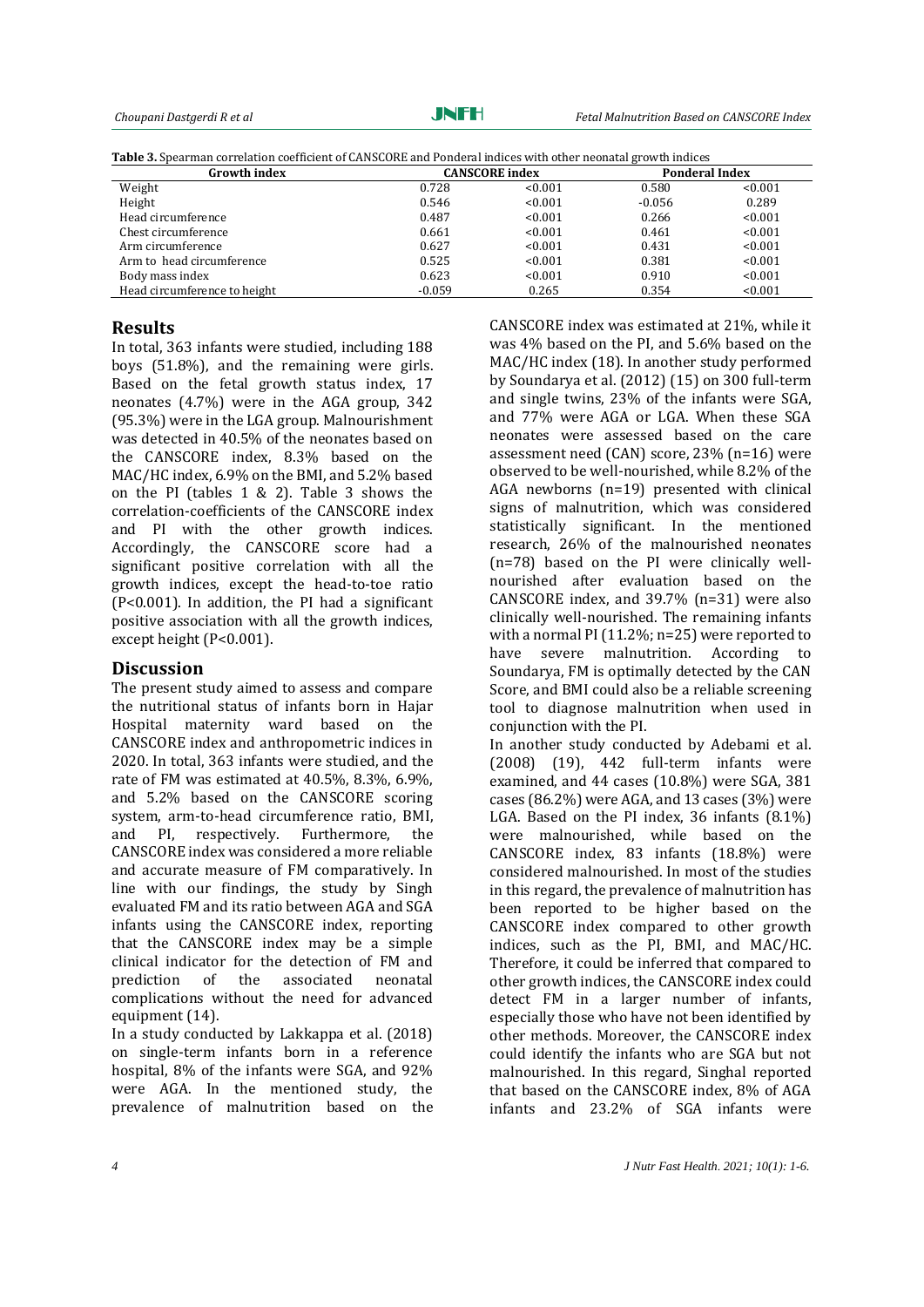**Table 3.** Spearman correlation coefficient of CANSCORE and Ponderal indices with other neonatal growth indices

| Growth index | CANSCORE index | | Ponderal Index | |
|---|---|---|---|---|
| Weight | 0.728 | <0.001 | 0.580 | <0.001 |
| Height | 0.546 | <0.001 | -0.056 | 0.289 |
| Head circumference | 0.487 | <0.001 | 0.266 | <0.001 |
| Chest circumference | 0.661 | <0.001 | 0.461 | <0.001 |
| Arm circumference | 0.627 | <0.001 | 0.431 | <0.001 |
| Arm to head circumference | 0.525 | <0.001 | 0.381 | <0.001 |
| Body mass index | 0.623 | <0.001 | 0.910 | <0.001 |
| Head circumference to height | -0.059 | 0.265 | 0.354 | <0.001 |

## Results

In total, 363 infants were studied, including 188 boys (51.8%), and the remaining were girls. Based on the fetal growth status index, 17 neonates (4.7%) were in the AGA group, 342 (95.3%) were in the LGA group. Malnourishment was detected in 40.5% of the neonates based on the CANSCORE index, 8.3% based on the MAC/HC index, 6.9% on the BMI, and 5.2% based on the PI (tables 1 & 2). Table 3 shows the correlation-coefficients of the CANSCORE index and PI with the other growth indices. Accordingly, the CANSCORE score had a significant positive correlation with all the growth indices, except the head-to-toe ratio ($P<0.001$). In addition, the PI had a significant positive association with all the growth indices, except height ($P<0.001$).

## Discussion

The present study aimed to assess and compare the nutritional status of infants born in Hajar Hospital maternity ward based on the CANSCORE index and anthropometric indices in 2020. In total, 363 infants were studied, and the rate of FM was estimated at 40.5%, 8.3%, 6.9%, and 5.2% based on the CANSCORE scoring system, arm-to-head circumference ratio, BMI, and PI, respectively. Furthermore, the CANSCORE index was considered a more reliable and accurate measure of FM comparatively. In line with our findings, the study by Singh evaluated FM and its ratio between AGA and SGA infants using the CANSCORE index, reporting that the CANSCORE index may be a simple clinical indicator for the detection of FM and prediction of the associated neonatal complications without the need for advanced equipment (14).

In a study conducted by Lakkappa et al. (2018) on single-term infants born in a reference hospital, 8% of the infants were SGA, and 92% were AGA. In the mentioned study, the prevalence of malnutrition based on the CANSCORE index was estimated at 21%, while it was 4% based on the PI, and 5.6% based on the MAC/HC index (18). In another study performed by Soundarya et al. (2012) (15) on 300 full-term and single twins, 23% of the infants were SGA, and 77% were AGA or LGA. When these SGA neonates were assessed based on the care assessment need (CAN) score, 23% (n=16) were observed to be well-nourished, while 8.2% of the AGA newborns (n=19) presented with clinical signs of malnutrition, which was considered statistically significant. In the mentioned research, 26% of the malnourished neonates (n=78) based on the PI were clinically well-nourished after evaluation based on the CANSCORE index, and 39.7% (n=31) were also clinically well-nourished. The remaining infants with a normal PI (11.2%; n=25) were reported to have severe malnutrition. According to Soundarya, FM is optimally detected by the CAN Score, and BMI could also be a reliable screening tool to diagnose malnutrition when used in conjunction with the PI.

In another study conducted by Adebami et al. (2008) (19), 442 full-term infants were examined, and 44 cases (10.8%) were SGA, 381 cases (86.2%) were AGA, and 13 cases (3%) were LGA. Based on the PI index, 36 infants (8.1%) were malnourished, while based on the CANSCORE index, 83 infants (18.8%) were considered malnourished. In most of the studies in this regard, the prevalence of malnutrition has been reported to be higher based on the CANSCORE index compared to other growth indices, such as the PI, BMI, and MAC/HC. Therefore, it could be inferred that compared to other growth indices, the CANSCORE index could detect FM in a larger number of infants, especially those who have not been identified by other methods. Moreover, the CANSCORE index could identify the infants who are SGA but not malnourished. In this regard, Singhal reported that based on the CANSCORE index, 8% of AGA infants and 23.2% of SGA infants were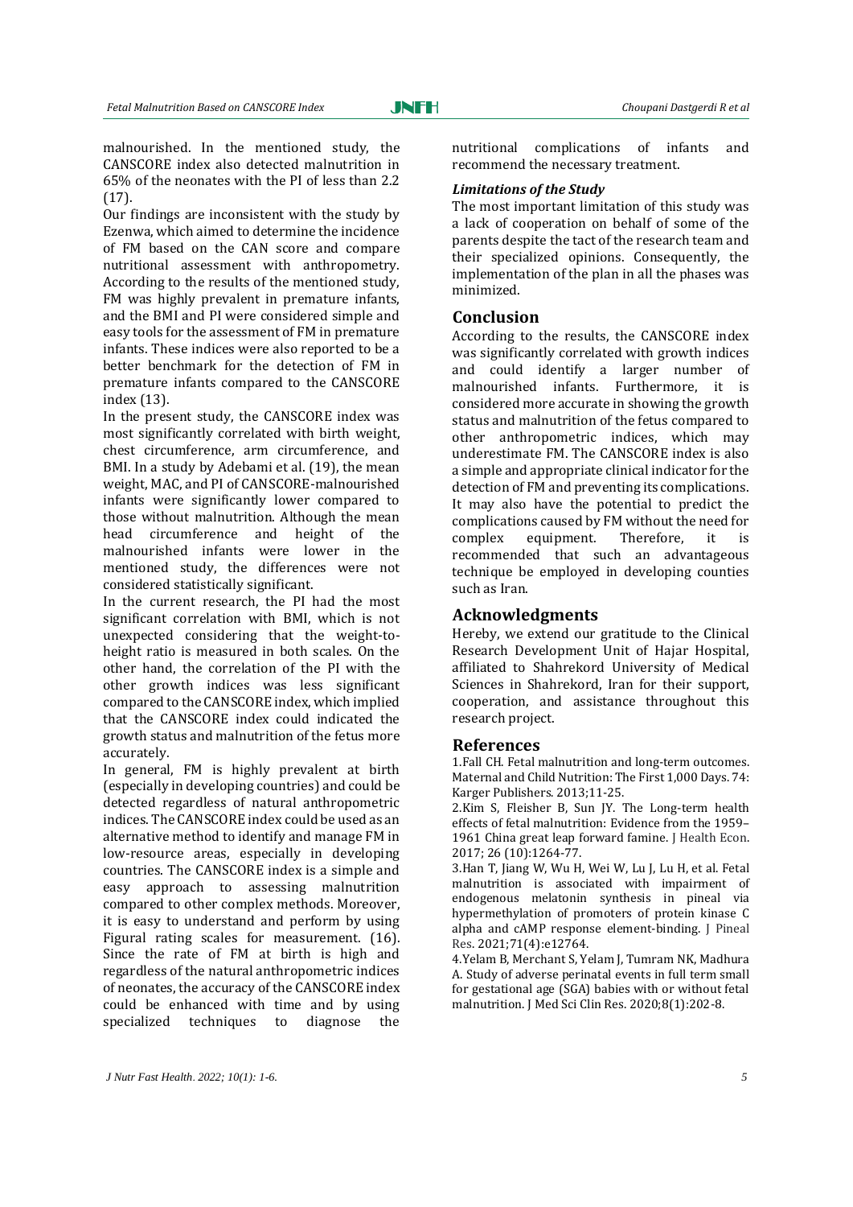malnourished. In the mentioned study, the CANSCORE index also detected malnutrition in 65% of the neonates with the PI of less than 2.2 (17).

Our findings are inconsistent with the study by Ezenwa, which aimed to determine the incidence of FM based on the CAN score and compare nutritional assessment with anthropometry. According to the results of the mentioned study, FM was highly prevalent in premature infants, and the BMI and PI were considered simple and easy tools for the assessment of FM in premature infants. These indices were also reported to be a better benchmark for the detection of FM in premature infants compared to the CANSCORE index (13).

In the present study, the CANSCORE index was most significantly correlated with birth weight, chest circumference, arm circumference, and BMI. In a study by Adebami et al. (19), the mean weight, MAC, and PI of CANSCORE-malnourished infants were significantly lower compared to those without malnutrition. Although the mean head circumference and height of the malnourished infants were lower in the mentioned study, the differences were not considered statistically significant.

In the current research, the PI had the most significant correlation with BMI, which is not unexpected considering that the weight-to-height ratio is measured in both scales. On the other hand, the correlation of the PI with the other growth indices was less significant compared to the CANSCORE index, which implied that the CANSCORE index could indicated the growth status and malnutrition of the fetus more accurately.

In general, FM is highly prevalent at birth (especially in developing countries) and could be detected regardless of natural anthropometric indices. The CANSCORE index could be used as an alternative method to identify and manage FM in low-resource areas, especially in developing countries. The CANSCORE index is a simple and easy approach to assessing malnutrition compared to other complex methods. Moreover, it is easy to understand and perform by using Figural rating scales for measurement. (16). Since the rate of FM at birth is high and regardless of the natural anthropometric indices of neonates, the accuracy of the CANSCORE index could be enhanced with time and by using specialized techniques to diagnose the nutritional complications of infants and recommend the necessary treatment.

### *Limitations of the Study*

The most important limitation of this study was a lack of cooperation on behalf of some of the parents despite the tact of the research team and their specialized opinions. Consequently, the implementation of the plan in all the phases was minimized.

## Conclusion

According to the results, the CANSCORE index was significantly correlated with growth indices and could identify a larger number of malnourished infants. Furthermore, it is considered more accurate in showing the growth status and malnutrition of the fetus compared to other anthropometric indices, which may underestimate FM. The CANSCORE index is also a simple and appropriate clinical indicator for the detection of FM and preventing its complications. It may also have the potential to predict the complications caused by FM without the need for complex equipment. Therefore, it is recommended that such an advantageous technique be employed in developing counties such as Iran.

## Acknowledgments

Hereby, we extend our gratitude to the Clinical Research Development Unit of Hajar Hospital, affiliated to Shahrekord University of Medical Sciences in Shahrekord, Iran for their support, cooperation, and assistance throughout this research project.

## References

1.Fall CH. Fetal malnutrition and long-term outcomes. Maternal and Child Nutrition: The First 1,000 Days. 74: Karger Publishers. 2013;11-25.

2.Kim S, Fleisher B, Sun JY. The Long-term health effects of fetal malnutrition: Evidence from the 1959–1961 China great leap forward famine. J Health Econ. 2017; 26 (10):1264-77.

3.Han T, Jiang W, Wu H, Wei W, Lu J, Lu H, et al. Fetal malnutrition is associated with impairment of endogenous melatonin synthesis in pineal via hypermethylation of promoters of protein kinase C alpha and cAMP response element-binding. J Pineal Res. 2021;71(4):e12764.

4.Yelam B, Merchant S, Yelam J, Tumram NK, Madhura A. Study of adverse perinatal events in full term small for gestational age (SGA) babies with or without fetal malnutrition. J Med Sci Clin Res. 2020;8(1):202-8.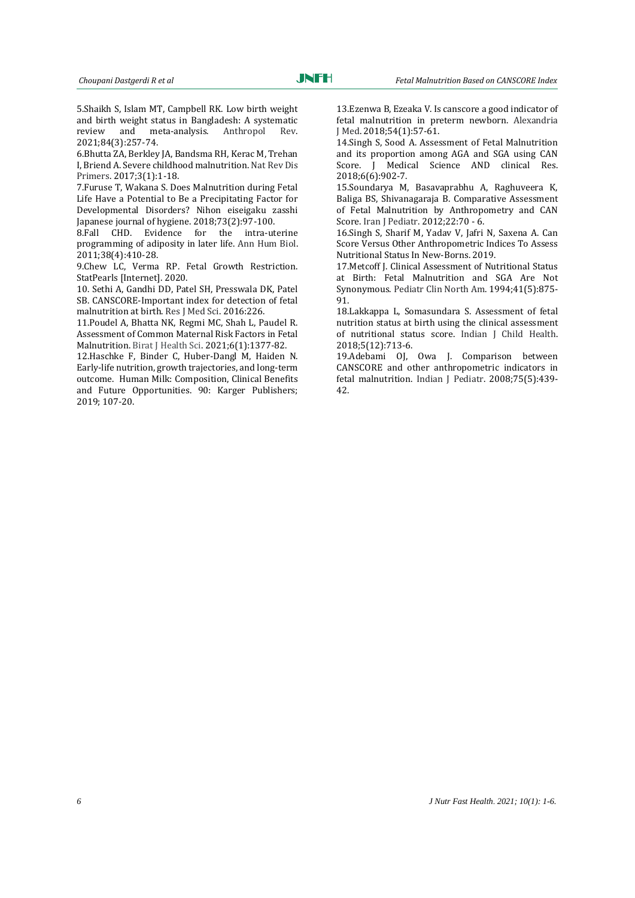5.Shaikh S, Islam MT, Campbell RK. Low birth weight and birth weight status in Bangladesh: A systematic review and meta-analysis. Anthropol Rev. 2021;84(3):257-74.

6.Bhutta ZA, Berkley JA, Bandsma RH, Kerac M, Trehan I, Briend A. Severe childhood malnutrition. Nat Rev Dis Primers. 2017;3(1):1-18.

7.Furuse T, Wakana S. Does Malnutrition during Fetal Life Have a Potential to Be a Precipitating Factor for Developmental Disorders? Nihon eiseigaku zasshi Japanese journal of hygiene. 2018;73(2):97-100.

8.Fall CHD. Evidence for the intra-uterine programming of adiposity in later life. Ann Hum Biol. 2011;38(4):410-28.

9.Chew LC, Verma RP. Fetal Growth Restriction. StatPearls [Internet]. 2020.

10. Sethi A, Gandhi DD, Patel SH, Presswala DK, Patel SB. CANSCORE-Important index for detection of fetal malnutrition at birth. Res J Med Sci. 2016:226.

11.Poudel A, Bhatta NK, Regmi MC, Shah L, Paudel R. Assessment of Common Maternal Risk Factors in Fetal Malnutrition. Birat J Health Sci. 2021;6(1):1377-82.

12.Haschke F, Binder C, Huber-Dangl M, Haiden N. Early-life nutrition, growth trajectories, and long-term outcome. Human Milk: Composition, Clinical Benefits and Future Opportunities. 90: Karger Publishers; 2019; 107-20.

13.Ezenwa B, Ezeaka V. Is canscore a good indicator of fetal malnutrition in preterm newborn. Alexandria J Med. 2018;54(1):57-61.

14.Singh S, Sood A. Assessment of Fetal Malnutrition and its proportion among AGA and SGA using CAN Score. J Medical Science AND clinical Res. 2018;6(6):902-7.

15.Soundarya M, Basavaprabhu A, Raghuveera K, Baliga BS, Shivanagaraja B. Comparative Assessment of Fetal Malnutrition by Anthropometry and CAN Score. Iran J Pediatr. 2012;22:70 - 6.

16.Singh S, Sharif M, Yadav V, Jafri N, Saxena A. Can Score Versus Other Anthropometric Indices To Assess Nutritional Status In New-Borns. 2019.

17.Metcoff J. Clinical Assessment of Nutritional Status at Birth: Fetal Malnutrition and SGA Are Not Synonymous. Pediatr Clin North Am. 1994;41(5):875-91.

18.Lakkappa L, Somasundara S. Assessment of fetal nutrition status at birth using the clinical assessment of nutritional status score. Indian J Child Health. 2018;5(12):713-6.

19.Adebami OJ, Owa J. Comparison between CANSCORE and other anthropometric indicators in fetal malnutrition. Indian J Pediatr. 2008;75(5):439-42.